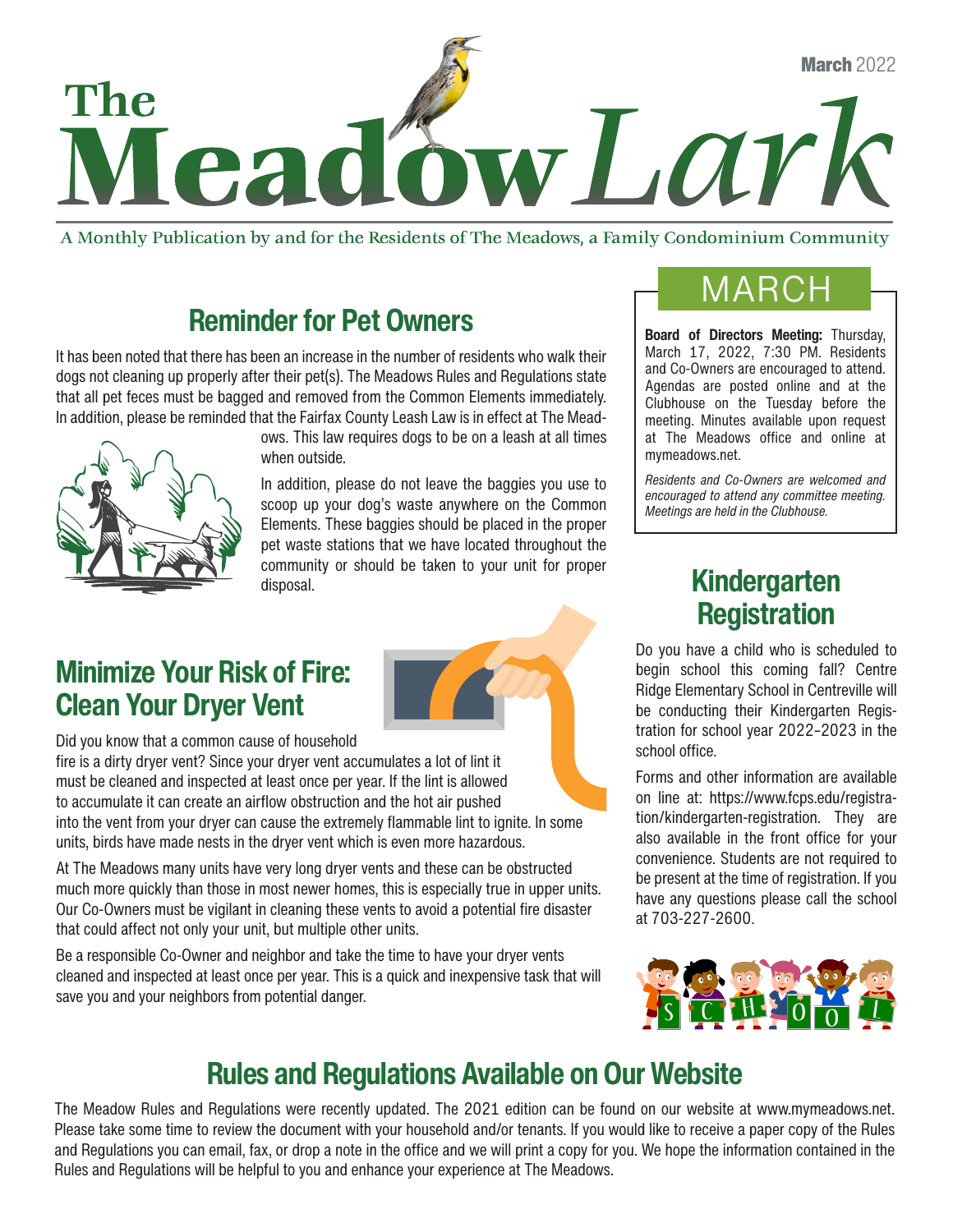# The MeadowLark

**March** 2022

A Monthly Publication by and for the Residents of The Meadows, a Family Condominium Community

## Reminder for Pet Owners

It has been noted that there has been an increase in the number of residents who walk their dogs not cleaning up properly after their pet(s). The Meadows Rules and Regulations state that all pet feces must be bagged and removed from the Common Elements immediately. In addition, please be reminded that the Fairfax County Leash Law is in effect at The Meadows. This law requires dogs to be on a leash at all times when outside.

In addition, please do not leave the baggies you use to scoop up your dog's waste anywhere on the Common Elements. These baggies should be placed in the proper pet waste stations that we have located throughout the community or should be taken to your unit for proper disposal.

## Minimize Your Risk of Fire: Clean Your Dryer Vent

Did you know that a common cause of household fire is a dirty dryer vent? Since your dryer vent accumulates a lot of lint it must be cleaned and inspected at least once per year. If the lint is allowed to accumulate it can create an airflow obstruction and the hot air pushed into the vent from your dryer can cause the extremely flammable lint to ignite. In some units, birds have made nests in the dryer vent which is even more hazardous.

At The Meadows many units have very long dryer vents and these can be obstructed much more quickly than those in most newer homes, this is especially true in upper units. Our Co-Owners must be vigilant in cleaning these vents to avoid a potential fire disaster that could affect not only your unit, but multiple other units.

Be a responsible Co-Owner and neighbor and take the time to have your dryer vents cleaned and inspected at least once per year. This is a quick and inexpensive task that will save you and your neighbors from potential danger.

## MARCH

**Board of Directors Meeting:** Thursday, March 17, 2022, 7:30 PM. Residents and Co-Owners are encouraged to attend. Agendas are posted online and at the Clubhouse on the Tuesday before the meeting. Minutes available upon request at The Meadows office and online at mymeadows.net.

*Residents and Co-Owners are welcomed and encouraged to attend any committee meeting. Meetings are held in the Clubhouse.*

## Kindergarten Registration

Do you have a child who is scheduled to begin school this coming fall? Centre Ridge Elementary School in Centreville will be conducting their Kindergarten Registration for school year 2022–2023 in the school office.

Forms and other information are available on line at: https://www.fcps.edu/registration/kindergarten-registration. They are also available in the front office for your convenience. Students are not required to be present at the time of registration. If you have any questions please call the school at 703-227-2600.

## Rules and Regulations Available on Our Website

The Meadow Rules and Regulations were recently updated. The 2021 edition can be found on our website at www.mymeadows.net. Please take some time to review the document with your household and/or tenants. If you would like to receive a paper copy of the Rules and Regulations you can email, fax, or drop a note in the office and we will print a copy for you. We hope the information contained in the Rules and Regulations will be helpful to you and enhance your experience at The Meadows.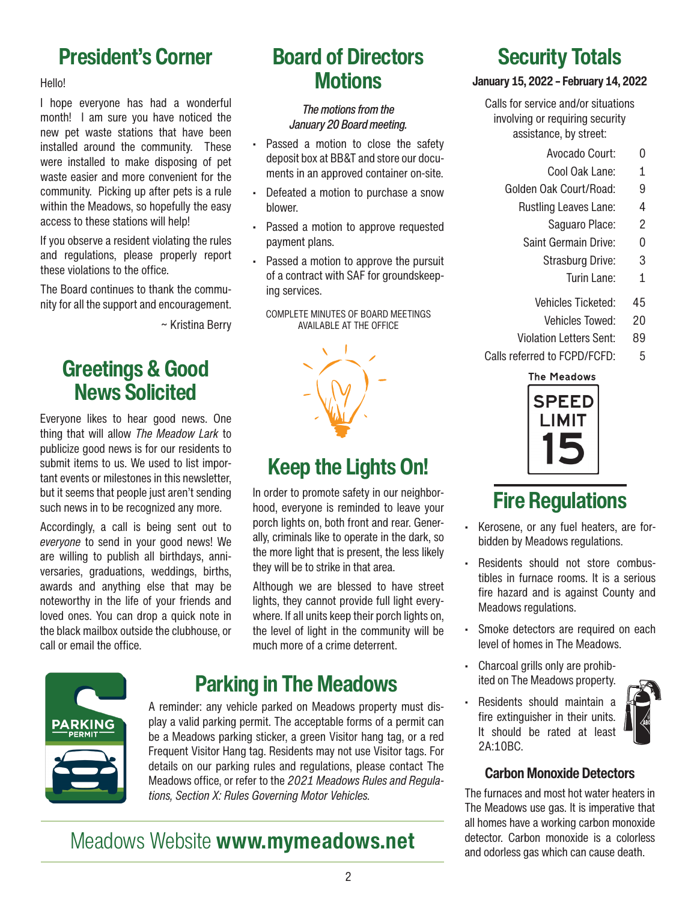## President's Corner

Hello!

I hope everyone has had a wonderful month! I am sure you have noticed the new pet waste stations that have been installed around the community. These were installed to make disposing of pet waste easier and more convenient for the community. Picking up after pets is a rule within the Meadows, so hopefully the easy access to these stations will help!

If you observe a resident violating the rules and regulations, please properly report these violations to the office.

The Board continues to thank the community for all the support and encouragement.

~ Kristina Berry

## Greetings & Good News Solicited

Everyone likes to hear good news. One thing that will allow *The Meadow Lark* to publicize good news is for our residents to submit items to us. We used to list important events or milestones in this newsletter, but it seems that people just aren't sending such news in to be recognized any more.

Accordingly, a call is being sent out to *everyone* to send in your good news! We are willing to publish all birthdays, anniversaries, graduations, weddings, births, awards and anything else that may be noteworthy in the life of your friends and loved ones. You can drop a quick note in the black mailbox outside the clubhouse, or call or email the office.

## Board of Directors Motions

*The motions from the January 20 Board meeting.*

- Passed a motion to close the safety deposit box at BB&T and store our documents in an approved container on-site.
- Defeated a motion to purchase a snow blower.
- Passed a motion to approve requested payment plans.
- Passed a motion to approve the pursuit of a contract with SAF for groundskeeping services.

COMPLETE MINUTES OF BOARD MEETINGS AVAILABLE AT THE OFFICE

## Keep the Lights On!

In order to promote safety in our neighborhood, everyone is reminded to leave your porch lights on, both front and rear. Generally, criminals like to operate in the dark, so the more light that is present, the less likely they will be to strike in that area.

Although we are blessed to have street lights, they cannot provide full light everywhere. If all units keep their porch lights on, the level of light in the community will be much more of a crime deterrent.

## Security Totals

**January 15, 2022 – February 14, 2022**

Calls for service and/or situations involving or requiring security assistance, by street:

| Street | Calls |
|---|---|
| Avocado Court: | 0 |
| Cool Oak Lane: | 1 |
| Golden Oak Court/Road: | 9 |
| Rustling Leaves Lane: | 4 |
| Saguaro Place: | 2 |
| Saint Germain Drive: | 0 |
| Strasburg Drive: | 3 |
| Turin Lane: | 1 |
| Vehicles Ticketed: | 45 |
| Vehicles Towed: | 20 |
| Violation Letters Sent: | 89 |
| Calls referred to FCPD/FCFD: | 5 |

The Meadows SPEED LIMIT 15

## Fire Regulations

- Kerosene, or any fuel heaters, are forbidden by Meadows regulations.
- Residents should not store combustibles in furnace rooms. It is a serious fire hazard and is against County and Meadows regulations.
- Smoke detectors are required on each level of homes in The Meadows.
- Charcoal grills only are prohibited on The Meadows property.
- Residents should maintain a fire extinguisher in their units. It should be rated at least 2A:10BC.

### Carbon Monoxide Detectors

The furnaces and most hot water heaters in The Meadows use gas. It is imperative that all homes have a working carbon monoxide detector. Carbon monoxide is a colorless and odorless gas which can cause death.

## Parking in The Meadows

A reminder: any vehicle parked on Meadows property must display a valid parking permit. The acceptable forms of a permit can be a Meadows parking sticker, a green Visitor hang tag, or a red Frequent Visitor Hang tag. Residents may not use Visitor tags. For details on our parking rules and regulations, please contact The Meadows office, or refer to the *2021 Meadows Rules and Regulations, Section X: Rules Governing Motor Vehicles.*

Meadows Website **www.mymeadows.net**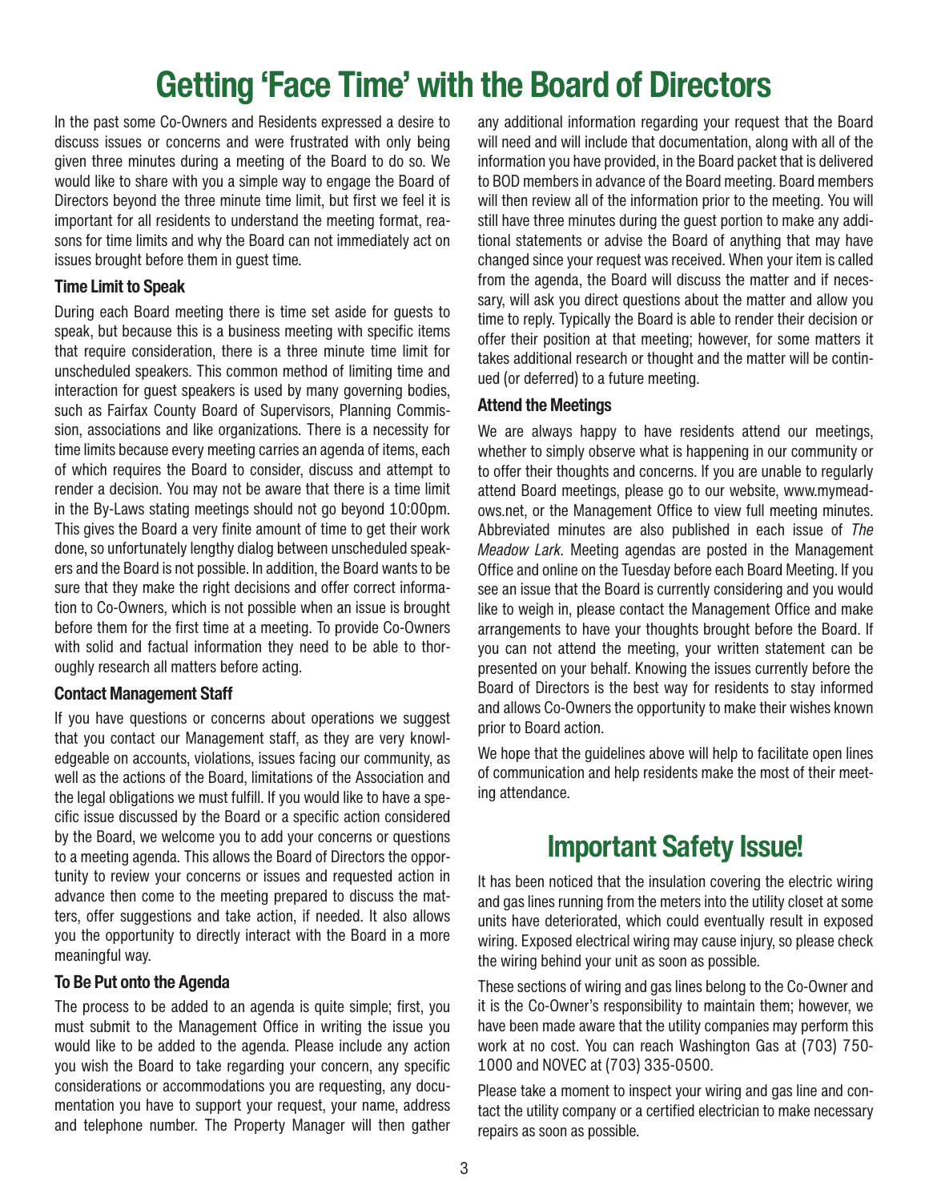# Getting 'Face Time' with the Board of Directors

In the past some Co-Owners and Residents expressed a desire to discuss issues or concerns and were frustrated with only being given three minutes during a meeting of the Board to do so. We would like to share with you a simple way to engage the Board of Directors beyond the three minute time limit, but first we feel it is important for all residents to understand the meeting format, reasons for time limits and why the Board can not immediately act on issues brought before them in guest time.

### Time Limit to Speak

During each Board meeting there is time set aside for guests to speak, but because this is a business meeting with specific items that require consideration, there is a three minute time limit for unscheduled speakers. This common method of limiting time and interaction for guest speakers is used by many governing bodies, such as Fairfax County Board of Supervisors, Planning Commission, associations and like organizations. There is a necessity for time limits because every meeting carries an agenda of items, each of which requires the Board to consider, discuss and attempt to render a decision. You may not be aware that there is a time limit in the By-Laws stating meetings should not go beyond 10:00pm. This gives the Board a very finite amount of time to get their work done, so unfortunately lengthy dialog between unscheduled speakers and the Board is not possible. In addition, the Board wants to be sure that they make the right decisions and offer correct information to Co-Owners, which is not possible when an issue is brought before them for the first time at a meeting. To provide Co-Owners with solid and factual information they need to be able to thoroughly research all matters before acting.

### Contact Management Staff

If you have questions or concerns about operations we suggest that you contact our Management staff, as they are very knowledgeable on accounts, violations, issues facing our community, as well as the actions of the Board, limitations of the Association and the legal obligations we must fulfill. If you would like to have a specific issue discussed by the Board or a specific action considered by the Board, we welcome you to add your concerns or questions to a meeting agenda. This allows the Board of Directors the opportunity to review your concerns or issues and requested action in advance then come to the meeting prepared to discuss the matters, offer suggestions and take action, if needed. It also allows you the opportunity to directly interact with the Board in a more meaningful way.

### To Be Put onto the Agenda

The process to be added to an agenda is quite simple; first, you must submit to the Management Office in writing the issue you would like to be added to the agenda. Please include any action you wish the Board to take regarding your concern, any specific considerations or accommodations you are requesting, any documentation you have to support your request, your name, address and telephone number. The Property Manager will then gather any additional information regarding your request that the Board will need and will include that documentation, along with all of the information you have provided, in the Board packet that is delivered to BOD members in advance of the Board meeting. Board members will then review all of the information prior to the meeting. You will still have three minutes during the guest portion to make any additional statements or advise the Board of anything that may have changed since your request was received. When your item is called from the agenda, the Board will discuss the matter and if necessary, will ask you direct questions about the matter and allow you time to reply. Typically the Board is able to render their decision or offer their position at that meeting; however, for some matters it takes additional research or thought and the matter will be continued (or deferred) to a future meeting.

### Attend the Meetings

We are always happy to have residents attend our meetings, whether to simply observe what is happening in our community or to offer their thoughts and concerns. If you are unable to regularly attend Board meetings, please go to our website, www.mymeadows.net, or the Management Office to view full meeting minutes. Abbreviated minutes are also published in each issue of *The Meadow Lark.* Meeting agendas are posted in the Management Office and online on the Tuesday before each Board Meeting. If you see an issue that the Board is currently considering and you would like to weigh in, please contact the Management Office and make arrangements to have your thoughts brought before the Board. If you can not attend the meeting, your written statement can be presented on your behalf. Knowing the issues currently before the Board of Directors is the best way for residents to stay informed and allows Co-Owners the opportunity to make their wishes known prior to Board action.

We hope that the guidelines above will help to facilitate open lines of communication and help residents make the most of their meeting attendance.

# Important Safety Issue!

It has been noticed that the insulation covering the electric wiring and gas lines running from the meters into the utility closet at some units have deteriorated, which could eventually result in exposed wiring. Exposed electrical wiring may cause injury, so please check the wiring behind your unit as soon as possible.

These sections of wiring and gas lines belong to the Co-Owner and it is the Co-Owner's responsibility to maintain them; however, we have been made aware that the utility companies may perform this work at no cost. You can reach Washington Gas at (703) 750-1000 and NOVEC at (703) 335-0500.

Please take a moment to inspect your wiring and gas line and contact the utility company or a certified electrician to make necessary repairs as soon as possible.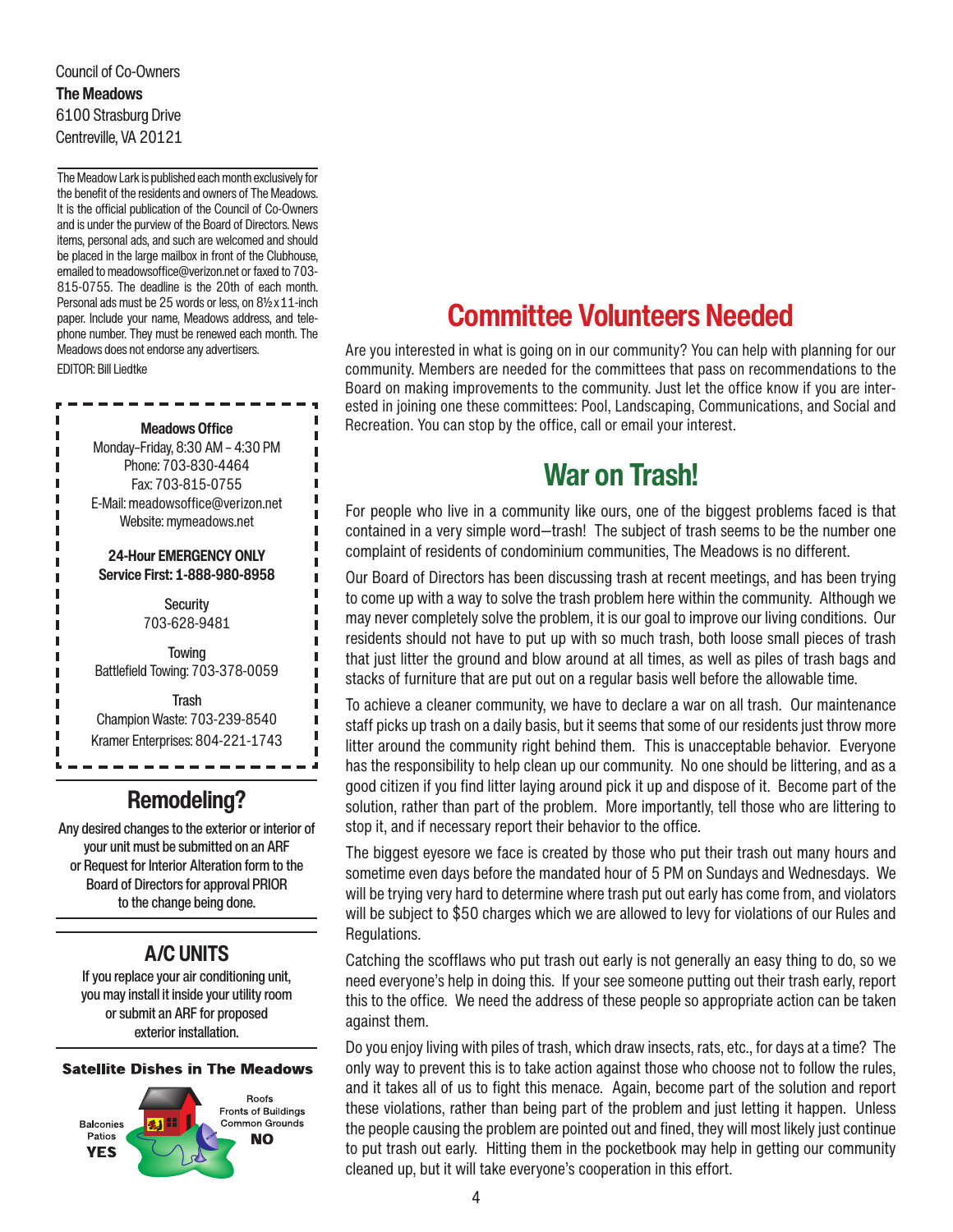Council of Co-Owners
**The Meadows**
6100 Strasburg Drive
Centreville, VA 20121

The Meadow Lark is published each month exclusively for the benefit of the residents and owners of The Meadows. It is the official publication of the Council of Co-Owners and is under the purview of the Board of Directors. News items, personal ads, and such are welcomed and should be placed in the large mailbox in front of the Clubhouse, emailed to meadowsoffice@verizon.net or faxed to 703-815-0755. The deadline is the 20th of each month. Personal ads must be 25 words or less, on 8½ x 11-inch paper. Include your name, Meadows address, and telephone number. They must be renewed each month. The Meadows does not endorse any advertisers.

EDITOR: Bill Liedtke

**Meadows Office**
Monday–Friday, 8:30 AM – 4:30 PM
Phone: 703-830-4464
Fax: 703-815-0755
E-Mail: meadowsoffice@verizon.net
Website: mymeadows.net

**24-Hour EMERGENCY ONLY**
**Service First: 1-888-980-8958**

Security
703-628-9481

Towing
Battlefield Towing: 703-378-0059

Trash
Champion Waste: 703-239-8540
Kramer Enterprises: 804-221-1743

## Remodeling?

Any desired changes to the exterior or interior of your unit must be submitted on an ARF or Request for Interior Alteration form to the Board of Directors for approval PRIOR to the change being done.

## A/C UNITS

If you replace your air conditioning unit, you may install it inside your utility room or submit an ARF for proposed exterior installation.

**Satellite Dishes in The Meadows**

Balconies
Patios
**YES**

Roofs
Fronts of Buildings
Common Grounds
**NO**

# Committee Volunteers Needed

Are you interested in what is going on in our community? You can help with planning for our community. Members are needed for the committees that pass on recommendations to the Board on making improvements to the community. Just let the office know if you are interested in joining one these committees: Pool, Landscaping, Communications, and Social and Recreation. You can stop by the office, call or email your interest.

# War on Trash!

For people who live in a community like ours, one of the biggest problems faced is that contained in a very simple word—trash! The subject of trash seems to be the number one complaint of residents of condominium communities, The Meadows is no different.

Our Board of Directors has been discussing trash at recent meetings, and has been trying to come up with a way to solve the trash problem here within the community. Although we may never completely solve the problem, it is our goal to improve our living conditions. Our residents should not have to put up with so much trash, both loose small pieces of trash that just litter the ground and blow around at all times, as well as piles of trash bags and stacks of furniture that are put out on a regular basis well before the allowable time.

To achieve a cleaner community, we have to declare a war on all trash. Our maintenance staff picks up trash on a daily basis, but it seems that some of our residents just throw more litter around the community right behind them. This is unacceptable behavior. Everyone has the responsibility to help clean up our community. No one should be littering, and as a good citizen if you find litter laying around pick it up and dispose of it. Become part of the solution, rather than part of the problem. More importantly, tell those who are littering to stop it, and if necessary report their behavior to the office.

The biggest eyesore we face is created by those who put their trash out many hours and sometime even days before the mandated hour of 5 PM on Sundays and Wednesdays. We will be trying very hard to determine where trash put out early has come from, and violators will be subject to $50 charges which we are allowed to levy for violations of our Rules and Regulations.

Catching the scofflaws who put trash out early is not generally an easy thing to do, so we need everyone's help in doing this. If your see someone putting out their trash early, report this to the office. We need the address of these people so appropriate action can be taken against them.

Do you enjoy living with piles of trash, which draw insects, rats, etc., for days at a time? The only way to prevent this is to take action against those who choose not to follow the rules, and it takes all of us to fight this menace. Again, become part of the solution and report these violations, rather than being part of the problem and just letting it happen. Unless the people causing the problem are pointed out and fined, they will most likely just continue to put trash out early. Hitting them in the pocketbook may help in getting our community cleaned up, but it will take everyone's cooperation in this effort.